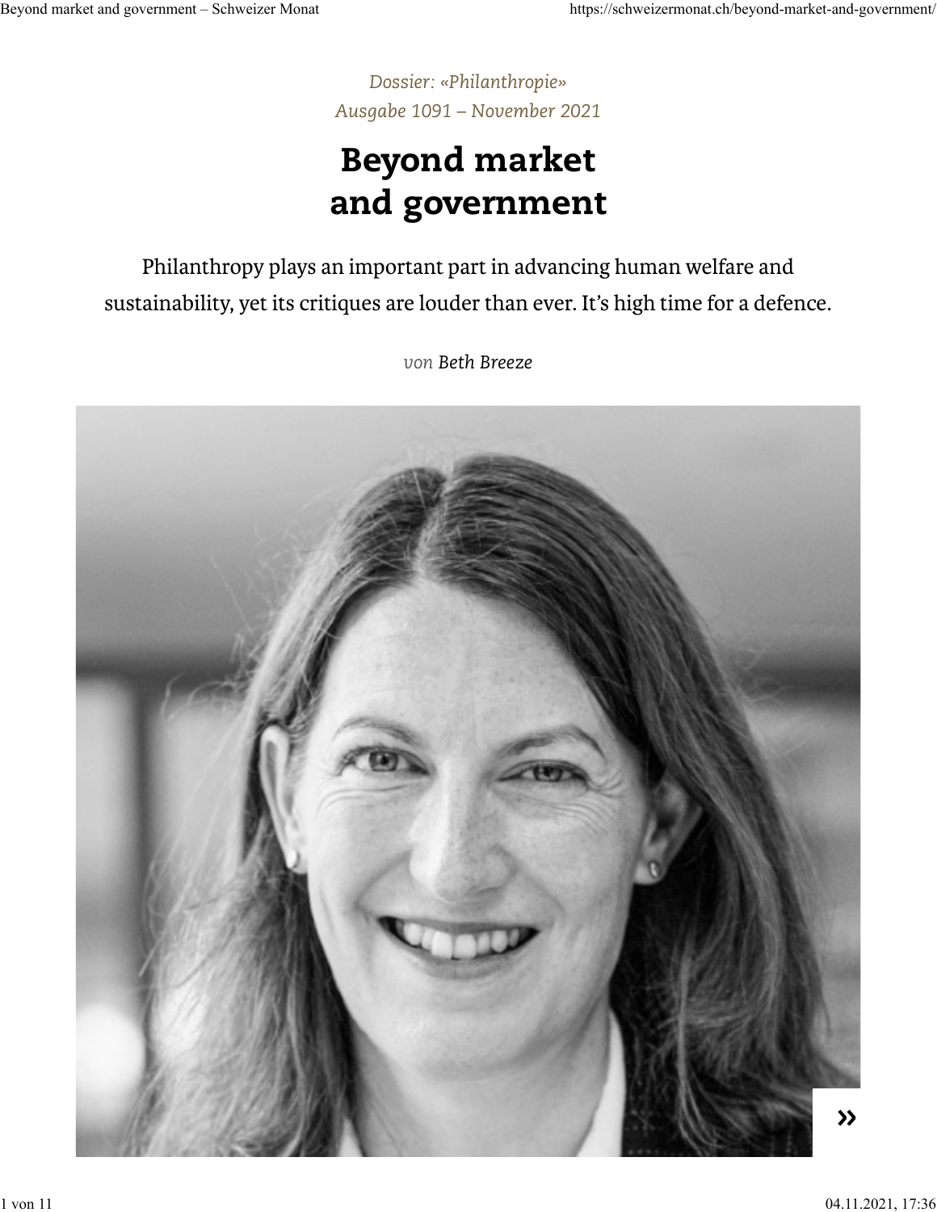*Dossier: «Philanthropie»*
*Ausgabe 1091 – November 2021*

# Beyond market and government

Philanthropy plays an important part in advancing human welfare and sustainability, yet its critiques are louder than ever. It's high time for a defence.

*von* *Beth Breeze*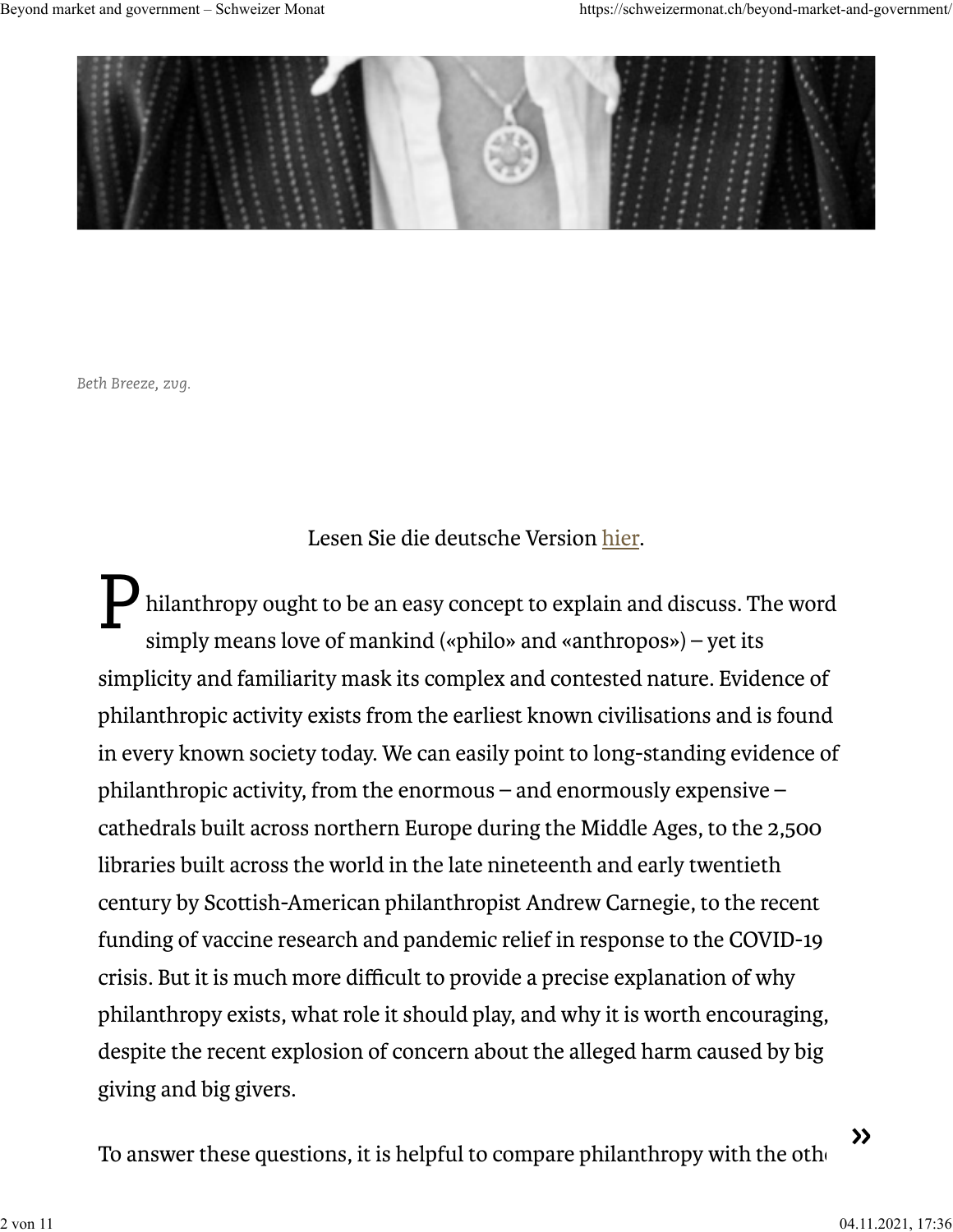*Beth Breeze, zvg.*

Lesen Sie die deutsche Version hier.

Philanthropy ought to be an easy concept to explain and discuss. The word simply means love of mankind («philo» and «anthropos») – yet its simplicity and familiarity mask its complex and contested nature. Evidence of philanthropic activity exists from the earliest known civilisations and is found in every known society today. We can easily point to long-standing evidence of philanthropic activity, from the enormous – and enormously expensive – cathedrals built across northern Europe during the Middle Ages, to the 2,500 libraries built across the world in the late nineteenth and early twentieth century by Scottish-American philanthropist Andrew Carnegie, to the recent funding of vaccine research and pandemic relief in response to the COVID-19 crisis. But it is much more difficult to provide a precise explanation of why philanthropy exists, what role it should play, and why it is worth encouraging, despite the recent explosion of concern about the alleged harm caused by big giving and big givers.

To answer these questions, it is helpful to compare philanthropy with the oth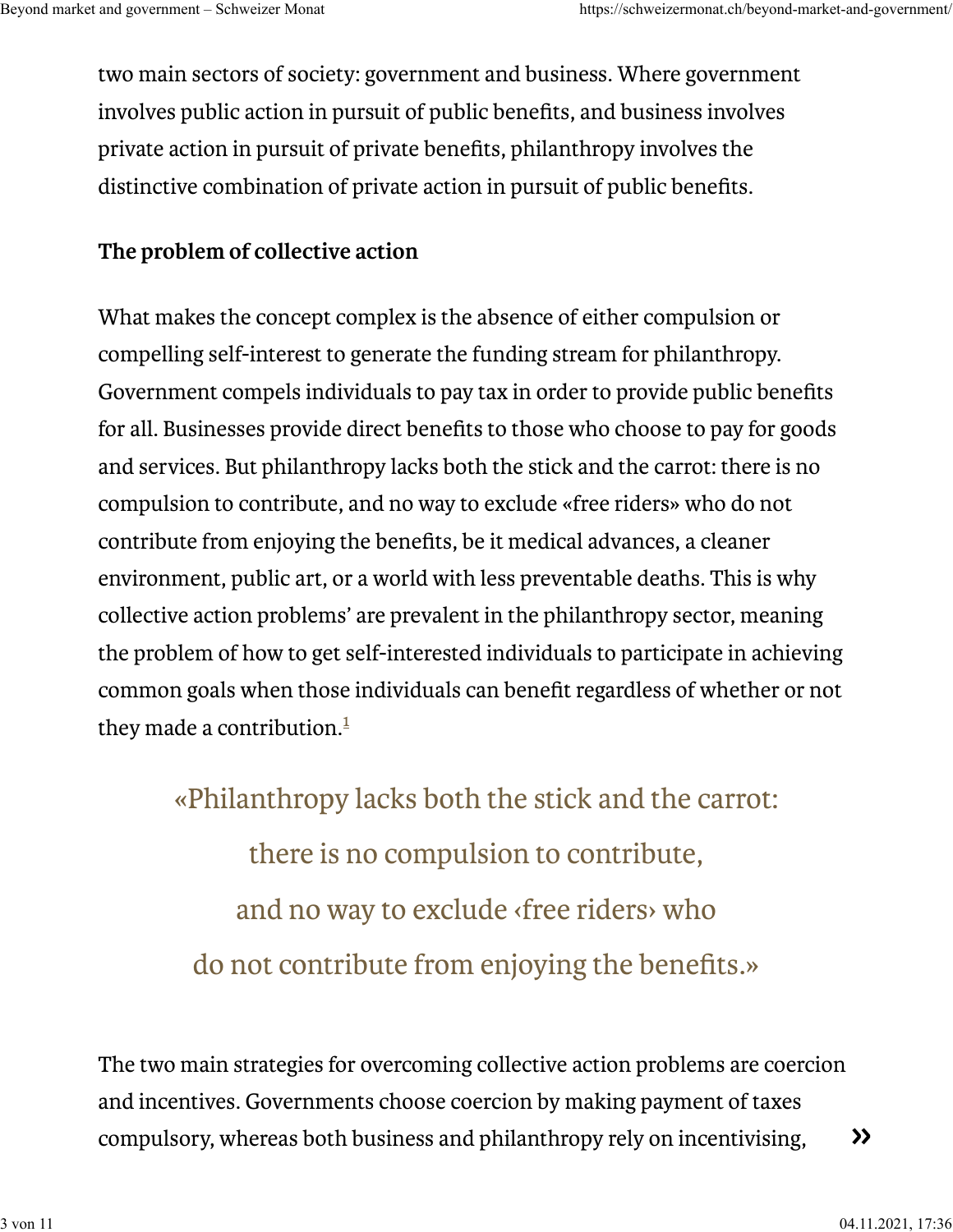two main sectors of society: government and business. Where government involves public action in pursuit of public benefits, and business involves private action in pursuit of private benefits, philanthropy involves the distinctive combination of private action in pursuit of public benefits.

**The problem of collective action**

What makes the concept complex is the absence of either compulsion or compelling self-interest to generate the funding stream for philanthropy. Government compels individuals to pay tax in order to provide public benefits for all. Businesses provide direct benefits to those who choose to pay for goods and services. But philanthropy lacks both the stick and the carrot: there is no compulsion to contribute, and no way to exclude «free riders» who do not contribute from enjoying the benefits, be it medical advances, a cleaner environment, public art, or a world with less preventable deaths. This is why collective action problems' are prevalent in the philanthropy sector, meaning the problem of how to get self-interested individuals to participate in achieving common goals when those individuals can benefit regardless of whether or not they made a contribution.[1]

> «Philanthropy lacks both the stick and the carrot: there is no compulsion to contribute, and no way to exclude ‹free riders› who do not contribute from enjoying the benefits.»

The two main strategies for overcoming collective action problems are coercion and incentives. Governments choose coercion by making payment of taxes compulsory, whereas both business and philanthropy rely on incentivising,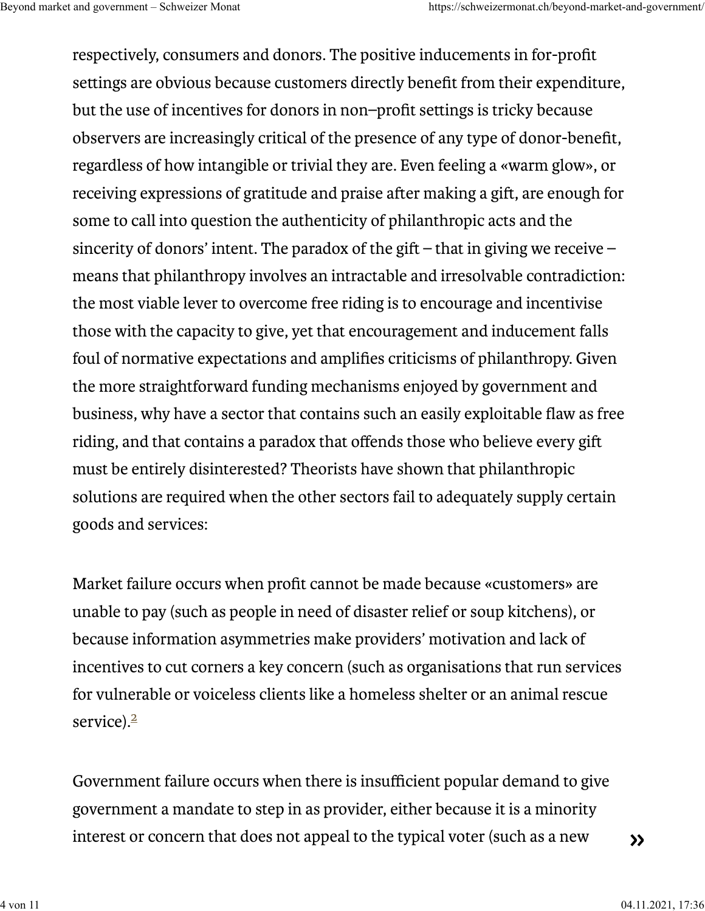respectively, consumers and donors. The positive inducements in for-profit settings are obvious because customers directly benefit from their expenditure, but the use of incentives for donors in non–profit settings is tricky because observers are increasingly critical of the presence of any type of donor-benefit, regardless of how intangible or trivial they are. Even feeling a «warm glow», or receiving expressions of gratitude and praise after making a gift, are enough for some to call into question the authenticity of philanthropic acts and the sincerity of donors' intent. The paradox of the gift – that in giving we receive – means that philanthropy involves an intractable and irresolvable contradiction: the most viable lever to overcome free riding is to encourage and incentivise those with the capacity to give, yet that encouragement and inducement falls foul of normative expectations and amplifies criticisms of philanthropy. Given the more straightforward funding mechanisms enjoyed by government and business, why have a sector that contains such an easily exploitable flaw as free riding, and that contains a paradox that offends those who believe every gift must be entirely disinterested? Theorists have shown that philanthropic solutions are required when the other sectors fail to adequately supply certain goods and services:

Market failure occurs when profit cannot be made because «customers» are unable to pay (such as people in need of disaster relief or soup kitchens), or because information asymmetries make providers' motivation and lack of incentives to cut corners a key concern (such as organisations that run services for vulnerable or voiceless clients like a homeless shelter or an animal rescue service).[2]

Government failure occurs when there is insufficient popular demand to give government a mandate to step in as provider, either because it is a minority interest or concern that does not appeal to the typical voter (such as a new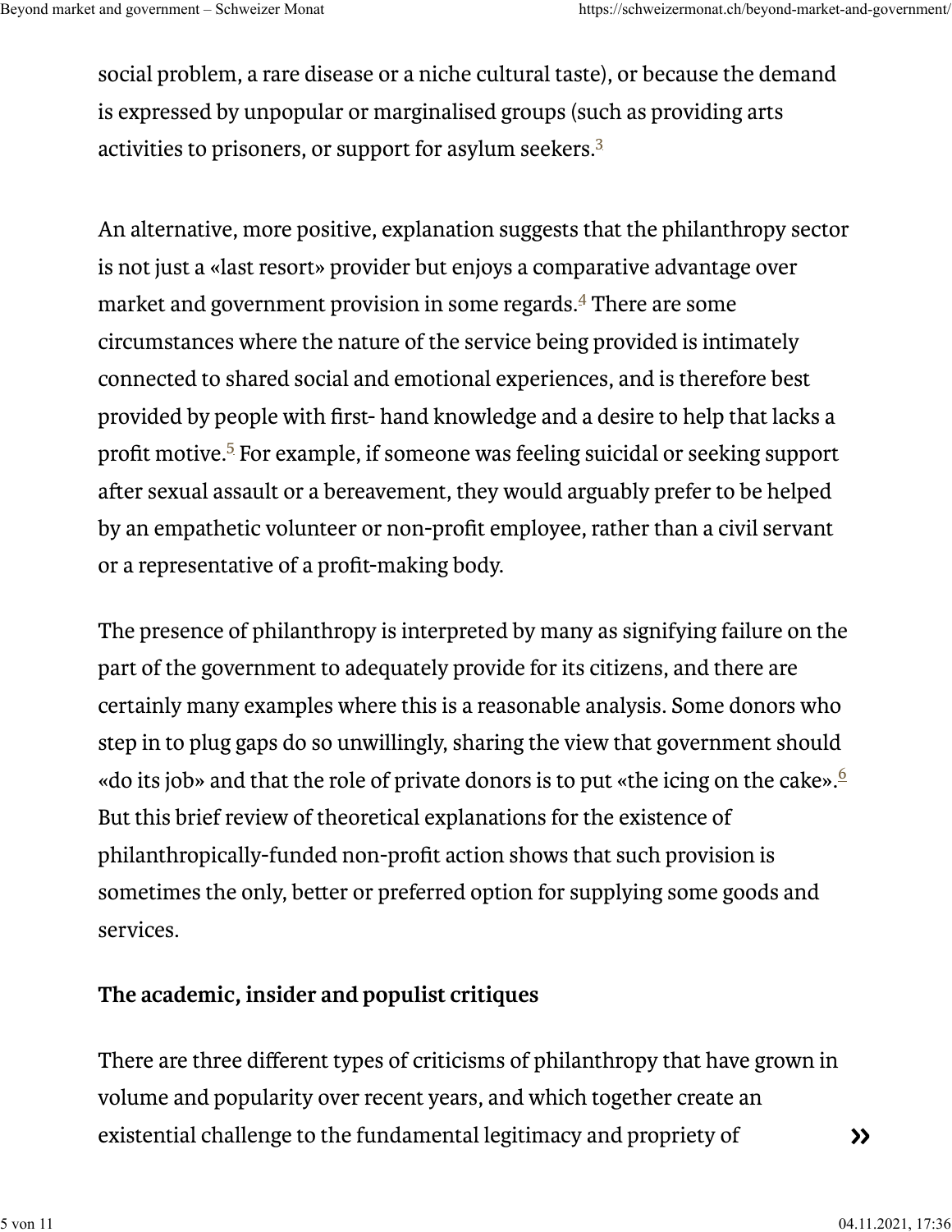social problem, a rare disease or a niche cultural taste), or because the demand is expressed by unpopular or marginalised groups (such as providing arts activities to prisoners, or support for asylum seekers.[3]

An alternative, more positive, explanation suggests that the philanthropy sector is not just a «last resort» provider but enjoys a comparative advantage over market and government provision in some regards.[4] There are some circumstances where the nature of the service being provided is intimately connected to shared social and emotional experiences, and is therefore best provided by people with first- hand knowledge and a desire to help that lacks a profit motive.[5] For example, if someone was feeling suicidal or seeking support after sexual assault or a bereavement, they would arguably prefer to be helped by an empathetic volunteer or non-profit employee, rather than a civil servant or a representative of a profit-making body.

The presence of philanthropy is interpreted by many as signifying failure on the part of the government to adequately provide for its citizens, and there are certainly many examples where this is a reasonable analysis. Some donors who step in to plug gaps do so unwillingly, sharing the view that government should «do its job» and that the role of private donors is to put «the icing on the cake».[6] But this brief review of theoretical explanations for the existence of philanthropically-funded non-profit action shows that such provision is sometimes the only, better or preferred option for supplying some goods and services.

**The academic, insider and populist critiques**

There are three different types of criticisms of philanthropy that have grown in volume and popularity over recent years, and which together create an existential challenge to the fundamental legitimacy and propriety of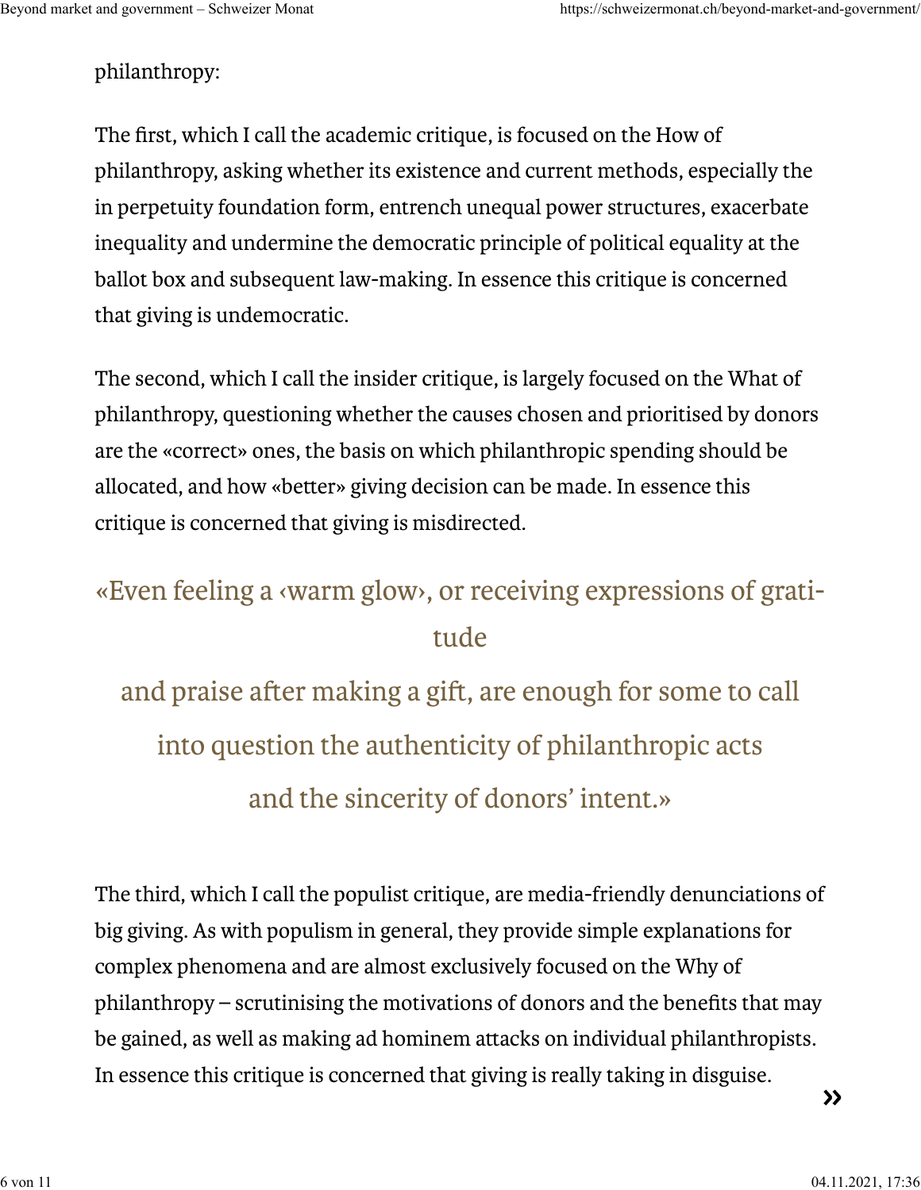philanthropy:

The first, which I call the academic critique, is focused on the How of philanthropy, asking whether its existence and current methods, especially the in perpetuity foundation form, entrench unequal power structures, exacerbate inequality and undermine the democratic principle of political equality at the ballot box and subsequent law-making. In essence this critique is concerned that giving is undemocratic.

The second, which I call the insider critique, is largely focused on the What of philanthropy, questioning whether the causes chosen and prioritised by donors are the «correct» ones, the basis on which philanthropic spending should be allocated, and how «better» giving decision can be made. In essence this critique is concerned that giving is misdirected.

> «Even feeling a ‹warm glow›, or receiving expressions of gratitude and praise after making a gift, are enough for some to call into question the authenticity of philanthropic acts and the sincerity of donors' intent.»

The third, which I call the populist critique, are media-friendly denunciations of big giving. As with populism in general, they provide simple explanations for complex phenomena and are almost exclusively focused on the Why of philanthropy – scrutinising the motivations of donors and the benefits that may be gained, as well as making ad hominem attacks on individual philanthropists. In essence this critique is concerned that giving is really taking in disguise.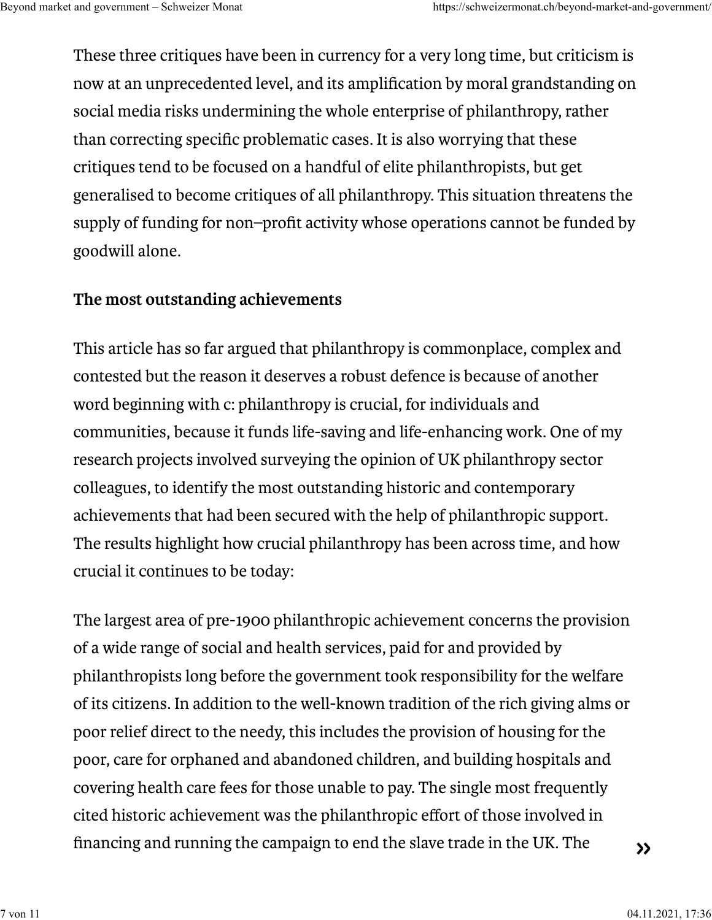These three critiques have been in currency for a very long time, but criticism is now at an unprecedented level, and its amplification by moral grandstanding on social media risks undermining the whole enterprise of philanthropy, rather than correcting specific problematic cases. It is also worrying that these critiques tend to be focused on a handful of elite philanthropists, but get generalised to become critiques of all philanthropy. This situation threatens the supply of funding for non–profit activity whose operations cannot be funded by goodwill alone.

**The most outstanding achievements**

This article has so far argued that philanthropy is commonplace, complex and contested but the reason it deserves a robust defence is because of another word beginning with c: philanthropy is crucial, for individuals and communities, because it funds life-saving and life-enhancing work. One of my research projects involved surveying the opinion of UK philanthropy sector colleagues, to identify the most outstanding historic and contemporary achievements that had been secured with the help of philanthropic support. The results highlight how crucial philanthropy has been across time, and how crucial it continues to be today:

The largest area of pre-1900 philanthropic achievement concerns the provision of a wide range of social and health services, paid for and provided by philanthropists long before the government took responsibility for the welfare of its citizens. In addition to the well-known tradition of the rich giving alms or poor relief direct to the needy, this includes the provision of housing for the poor, care for orphaned and abandoned children, and building hospitals and covering health care fees for those unable to pay. The single most frequently cited historic achievement was the philanthropic effort of those involved in financing and running the campaign to end the slave trade in the UK. The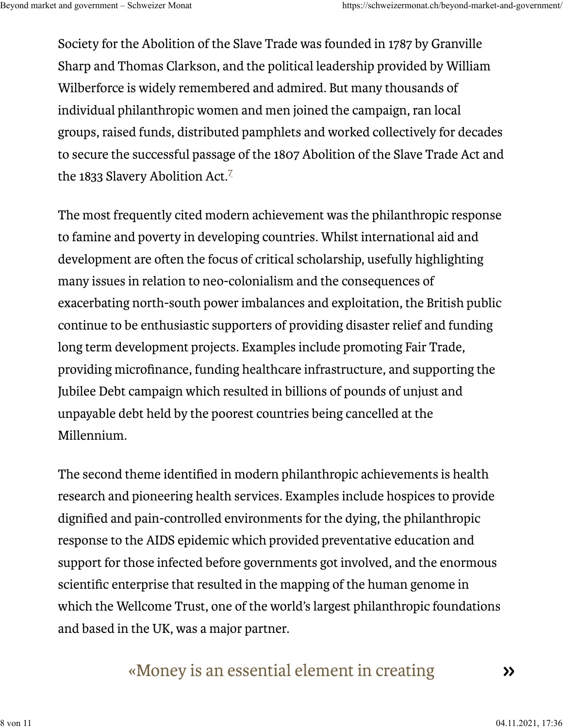Society for the Abolition of the Slave Trade was founded in 1787 by Granville Sharp and Thomas Clarkson, and the political leadership provided by William Wilberforce is widely remembered and admired. But many thousands of individual philanthropic women and men joined the campaign, ran local groups, raised funds, distributed pamphlets and worked collectively for decades to secure the successful passage of the 1807 Abolition of the Slave Trade Act and the 1833 Slavery Abolition Act.[7]

The most frequently cited modern achievement was the philanthropic response to famine and poverty in developing countries. Whilst international aid and development are often the focus of critical scholarship, usefully highlighting many issues in relation to neo-colonialism and the consequences of exacerbating north-south power imbalances and exploitation, the British public continue to be enthusiastic supporters of providing disaster relief and funding long term development projects. Examples include promoting Fair Trade, providing microfinance, funding healthcare infrastructure, and supporting the Jubilee Debt campaign which resulted in billions of pounds of unjust and unpayable debt held by the poorest countries being cancelled at the Millennium.

The second theme identified in modern philanthropic achievements is health research and pioneering health services. Examples include hospices to provide dignified and pain-controlled environments for the dying, the philanthropic response to the AIDS epidemic which provided preventative education and support for those infected before governments got involved, and the enormous scientific enterprise that resulted in the mapping of the human genome in which the Wellcome Trust, one of the world's largest philanthropic foundations and based in the UK, was a major partner.

> «Money is an essential element in creating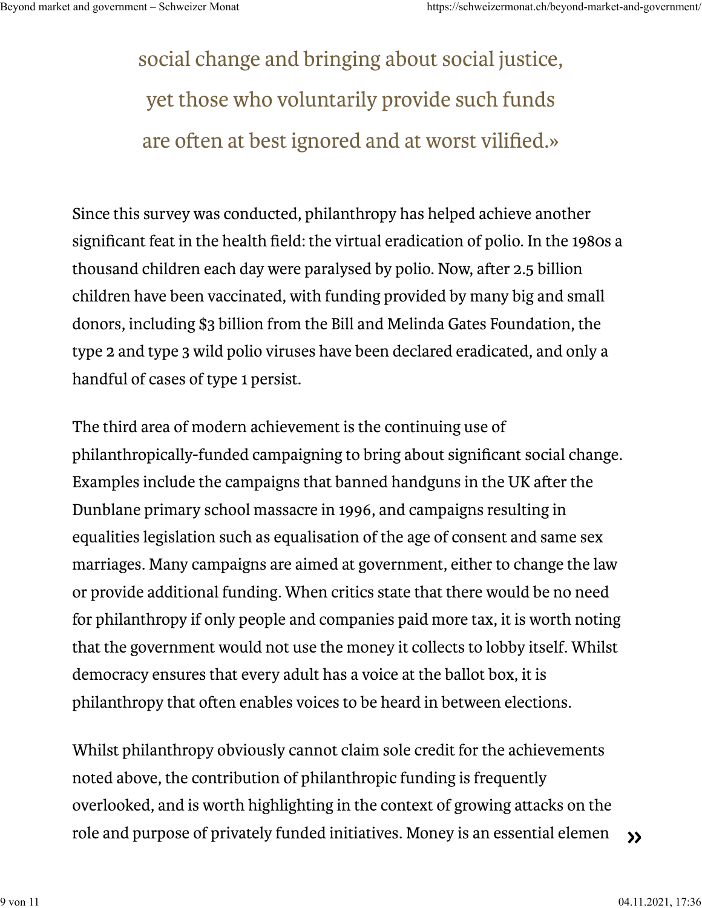social change and bringing about social justice, yet those who voluntarily provide such funds are often at best ignored and at worst vilified.»

Since this survey was conducted, philanthropy has helped achieve another significant feat in the health field: the virtual eradication of polio. In the 1980s a thousand children each day were paralysed by polio. Now, after 2.5 billion children have been vaccinated, with funding provided by many big and small donors, including $3 billion from the Bill and Melinda Gates Foundation, the type 2 and type 3 wild polio viruses have been declared eradicated, and only a handful of cases of type 1 persist.

The third area of modern achievement is the continuing use of philanthropically-funded campaigning to bring about significant social change. Examples include the campaigns that banned handguns in the UK after the Dunblane primary school massacre in 1996, and campaigns resulting in equalities legislation such as equalisation of the age of consent and same sex marriages. Many campaigns are aimed at government, either to change the law or provide additional funding. When critics state that there would be no need for philanthropy if only people and companies paid more tax, it is worth noting that the government would not use the money it collects to lobby itself. Whilst democracy ensures that every adult has a voice at the ballot box, it is philanthropy that often enables voices to be heard in between elections.

Whilst philanthropy obviously cannot claim sole credit for the achievements noted above, the contribution of philanthropic funding is frequently overlooked, and is worth highlighting in the context of growing attacks on the role and purpose of privately funded initiatives. Money is an essential elemen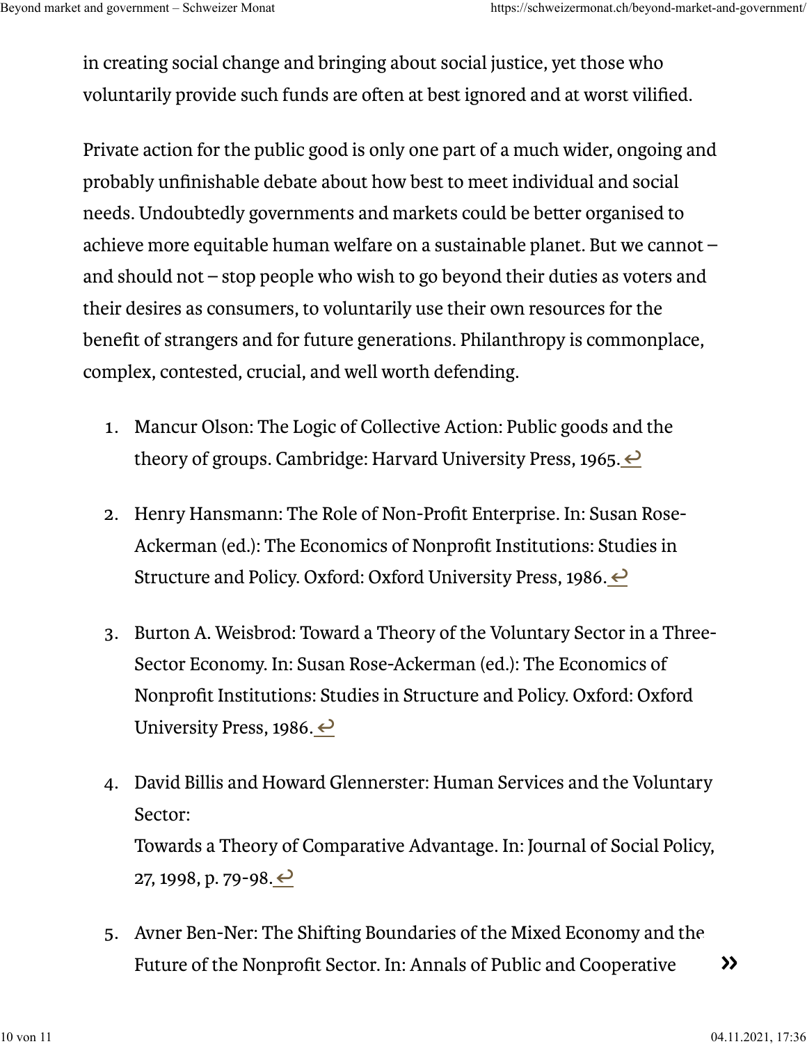in creating social change and bringing about social justice, yet those who voluntarily provide such funds are often at best ignored and at worst vilified.

Private action for the public good is only one part of a much wider, ongoing and probably unfinishable debate about how best to meet individual and social needs. Undoubtedly governments and markets could be better organised to achieve more equitable human welfare on a sustainable planet. But we cannot – and should not – stop people who wish to go beyond their duties as voters and their desires as consumers, to voluntarily use their own resources for the benefit of strangers and for future generations. Philanthropy is commonplace, complex, contested, crucial, and well worth defending.

1. Mancur Olson: The Logic of Collective Action: Public goods and the theory of groups. Cambridge: Harvard University Press, 1965. ↩
2. Henry Hansmann: The Role of Non-Profit Enterprise. In: Susan Rose-Ackerman (ed.): The Economics of Nonprofit Institutions: Studies in Structure and Policy. Oxford: Oxford University Press, 1986. ↩
3. Burton A. Weisbrod: Toward a Theory of the Voluntary Sector in a Three-Sector Economy. In: Susan Rose-Ackerman (ed.): The Economics of Nonprofit Institutions: Studies in Structure and Policy. Oxford: Oxford University Press, 1986. ↩
4. David Billis and Howard Glennerster: Human Services and the Voluntary Sector:
   Towards a Theory of Comparative Advantage. In: Journal of Social Policy, 27, 1998, p. 79-98. ↩
5. Avner Ben-Ner: The Shifting Boundaries of the Mixed Economy and the Future of the Nonprofit Sector. In: Annals of Public and Cooperative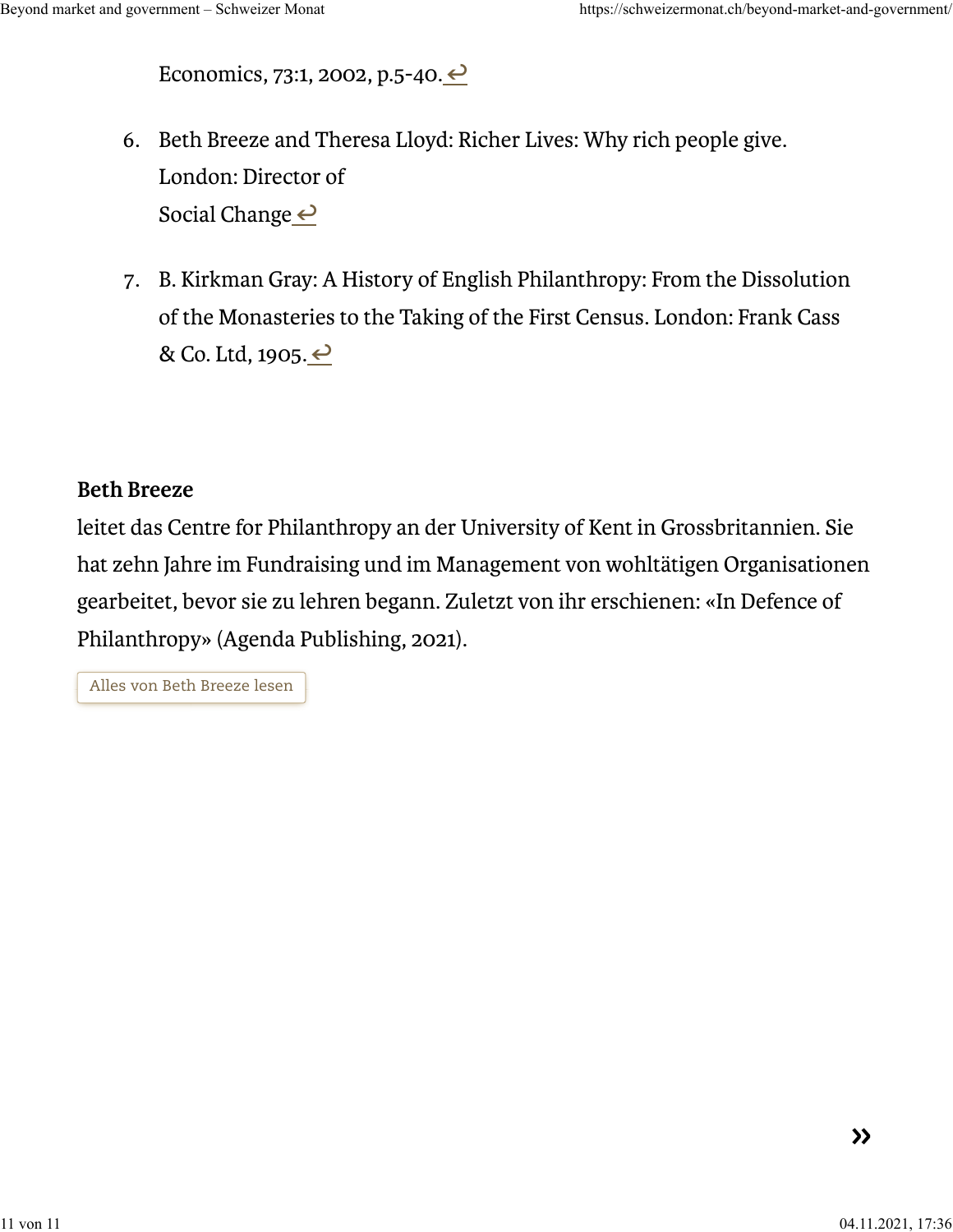Economics, 73:1, 2002, p.5-40. ↩

6. Beth Breeze and Theresa Lloyd: Richer Lives: Why rich people give. London: Director of Social Change ↩
7. B. Kirkman Gray: A History of English Philanthropy: From the Dissolution of the Monasteries to the Taking of the First Census. London: Frank Cass & Co. Ltd, 1905. ↩

**Beth Breeze**
leitet das Centre for Philanthropy an der University of Kent in Grossbritannien. Sie hat zehn Jahre im Fundraising und im Management von wohltätigen Organisationen gearbeitet, bevor sie zu lehren begann. Zuletzt von ihr erschienen: «In Defence of Philanthropy» (Agenda Publishing, 2021).

Alles von Beth Breeze lesen

»